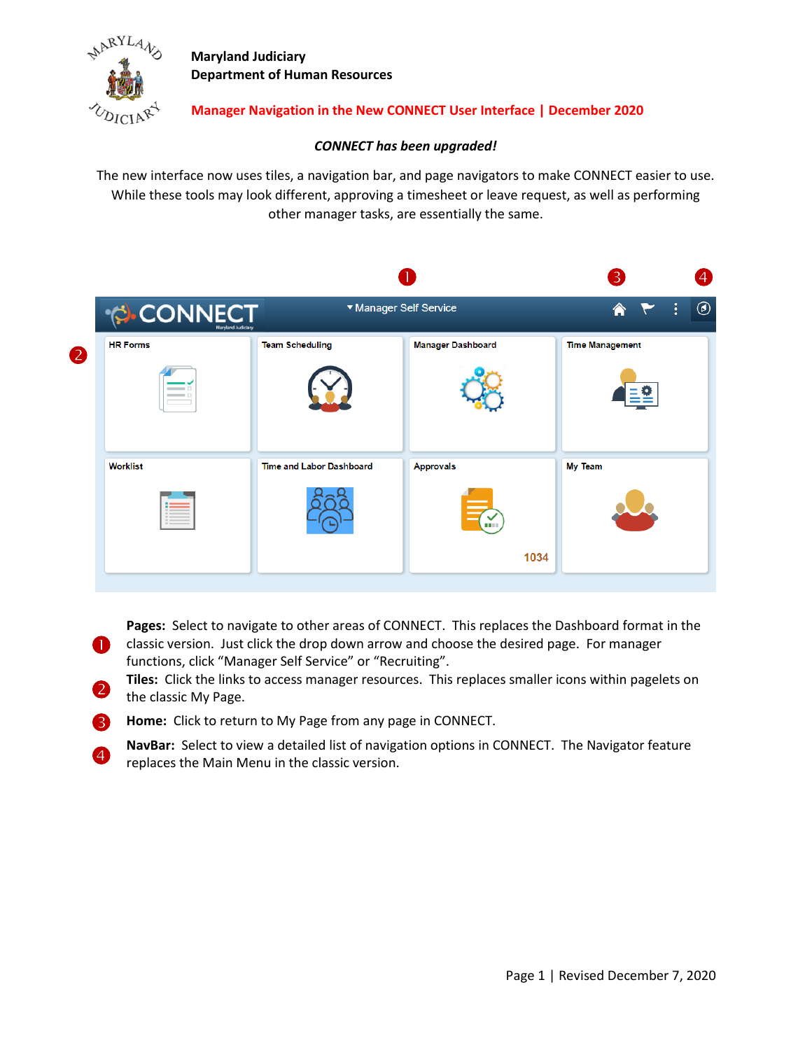**Maryland Judiciary**
**Department of Human Resources**

## Manager Navigation in the New CONNECT User Interface | December 2020

***CONNECT has been upgraded!***

The new interface now uses tiles, a navigation bar, and page navigators to make CONNECT easier to use. While these tools may look different, approving a timesheet or leave request, as well as performing other manager tasks, are essentially the same.

1. **Pages:** Select to navigate to other areas of CONNECT. This replaces the Dashboard format in the classic version. Just click the drop down arrow and choose the desired page. For manager functions, click "Manager Self Service" or "Recruiting".
2. **Tiles:** Click the links to access manager resources. This replaces smaller icons within pagelets on the classic My Page.
3. **Home:** Click to return to My Page from any page in CONNECT.
4. **NavBar:** Select to view a detailed list of navigation options in CONNECT. The Navigator feature replaces the Main Menu in the classic version.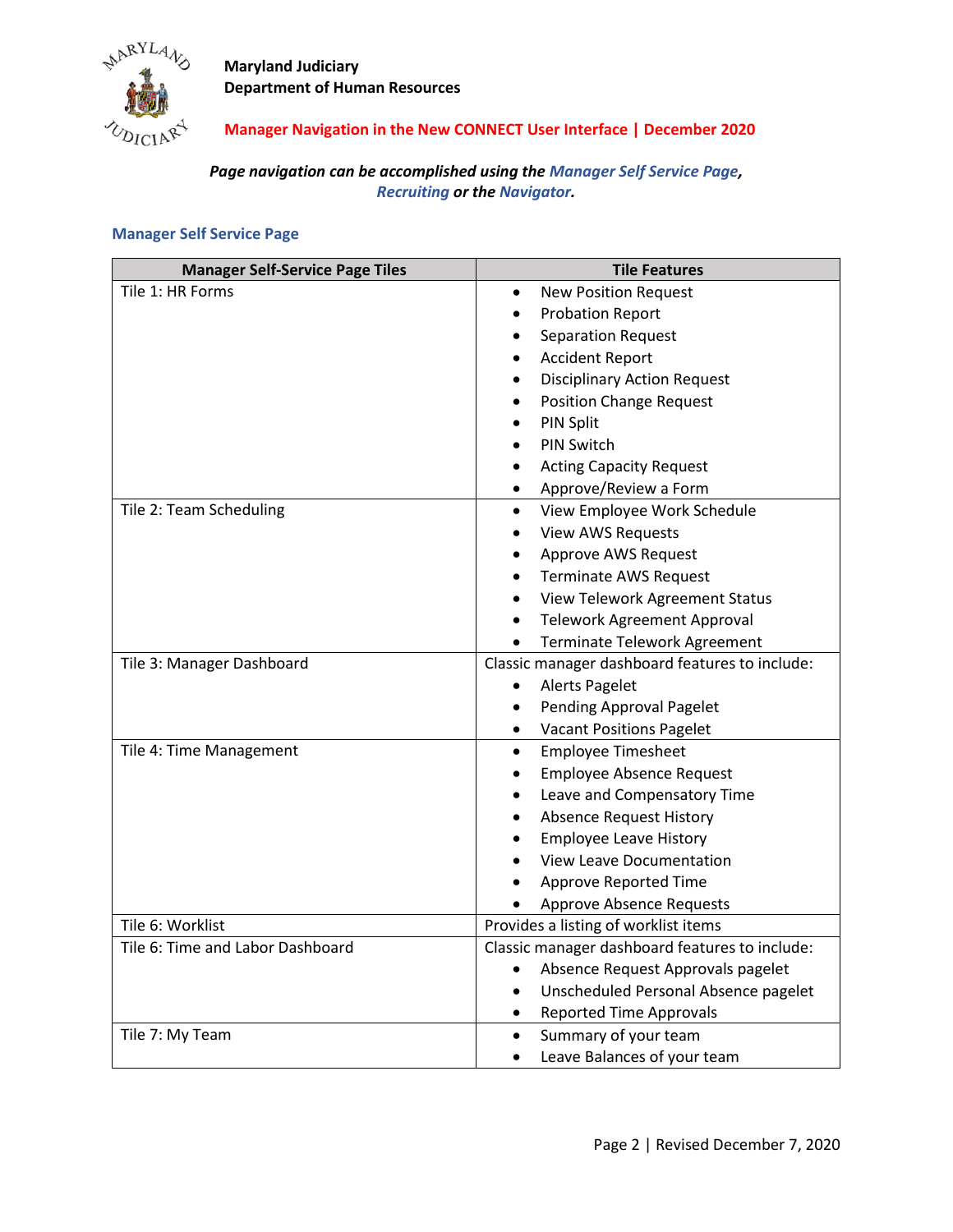**Maryland Judiciary**
**Department of Human Resources**

**Manager Navigation in the New CONNECT User Interface | December 2020**

***Page navigation can be accomplished using the Manager Self Service Page, Recruiting or the Navigator.***

## Manager Self Service Page

| Manager Self-Service Page Tiles | Tile Features |
|---|---|
| Tile 1: HR Forms | • New Position Request<br>• Probation Report<br>• Separation Request<br>• Accident Report<br>• Disciplinary Action Request<br>• Position Change Request<br>• PIN Split<br>• PIN Switch<br>• Acting Capacity Request<br>• Approve/Review a Form |
| Tile 2: Team Scheduling | • View Employee Work Schedule<br>• View AWS Requests<br>• Approve AWS Request<br>• Terminate AWS Request<br>• View Telework Agreement Status<br>• Telework Agreement Approval<br>• Terminate Telework Agreement |
| Tile 3: Manager Dashboard | Classic manager dashboard features to include:<br>• Alerts Pagelet<br>• Pending Approval Pagelet<br>• Vacant Positions Pagelet |
| Tile 4: Time Management | • Employee Timesheet<br>• Employee Absence Request<br>• Leave and Compensatory Time<br>• Absence Request History<br>• Employee Leave History<br>• View Leave Documentation<br>• Approve Reported Time<br>• Approve Absence Requests |
| Tile 6: Worklist | Provides a listing of worklist items |
| Tile 6: Time and Labor Dashboard | Classic manager dashboard features to include:<br>• Absence Request Approvals pagelet<br>• Unscheduled Personal Absence pagelet<br>• Reported Time Approvals |
| Tile 7: My Team | • Summary of your team<br>• Leave Balances of your team |

Revised December 7, 2020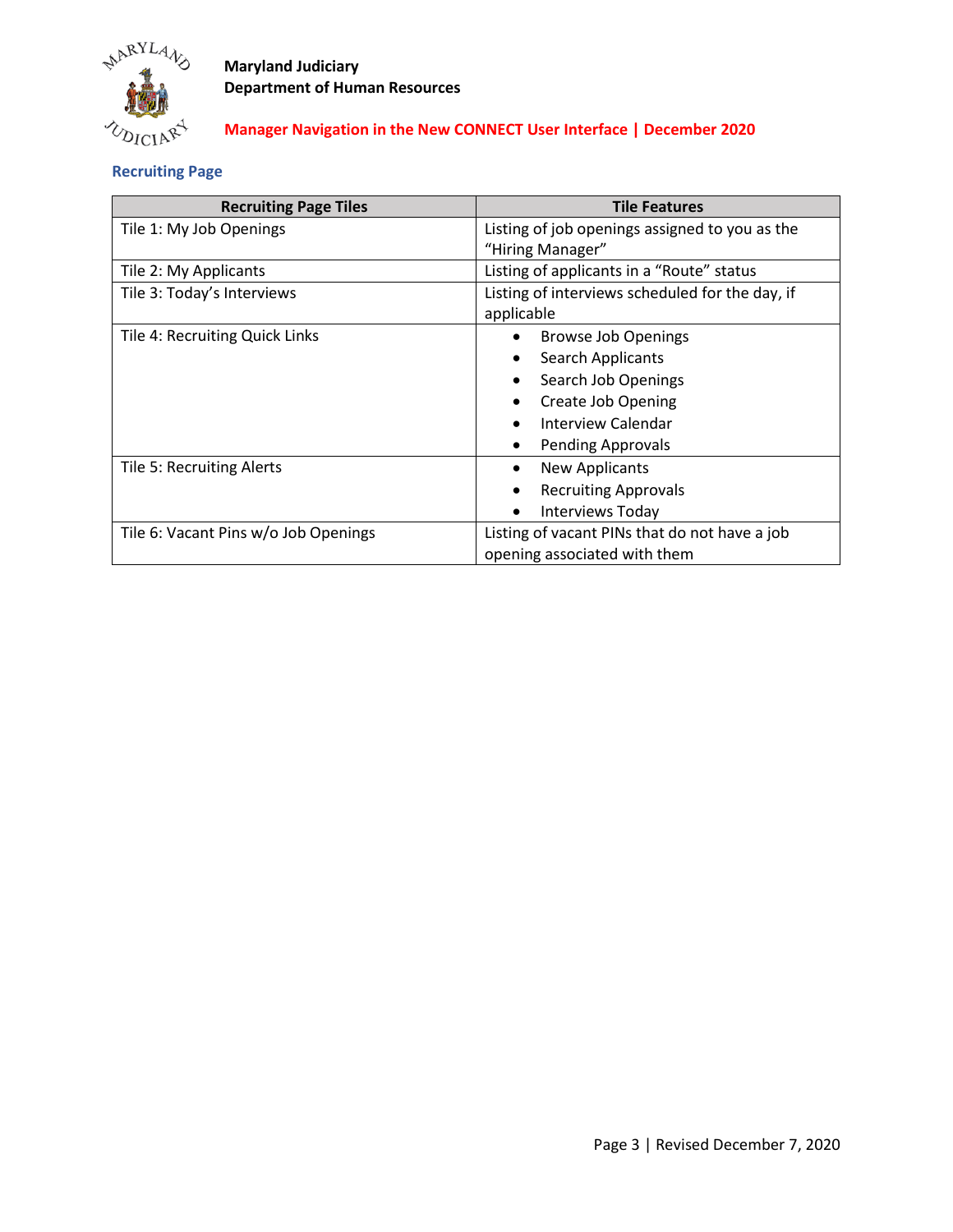## Recruiting Page

| Recruiting Page Tiles | Tile Features |
|---|---|
| Tile 1: My Job Openings | Listing of job openings assigned to you as the "Hiring Manager" |
| Tile 2: My Applicants | Listing of applicants in a "Route" status |
| Tile 3: Today's Interviews | Listing of interviews scheduled for the day, if applicable |
| Tile 4: Recruiting Quick Links | • Browse Job Openings<br>• Search Applicants<br>• Search Job Openings<br>• Create Job Opening<br>• Interview Calendar<br>• Pending Approvals |
| Tile 5: Recruiting Alerts | • New Applicants<br>• Recruiting Approvals<br>• Interviews Today |
| Tile 6: Vacant Pins w/o Job Openings | Listing of vacant PINs that do not have a job opening associated with them |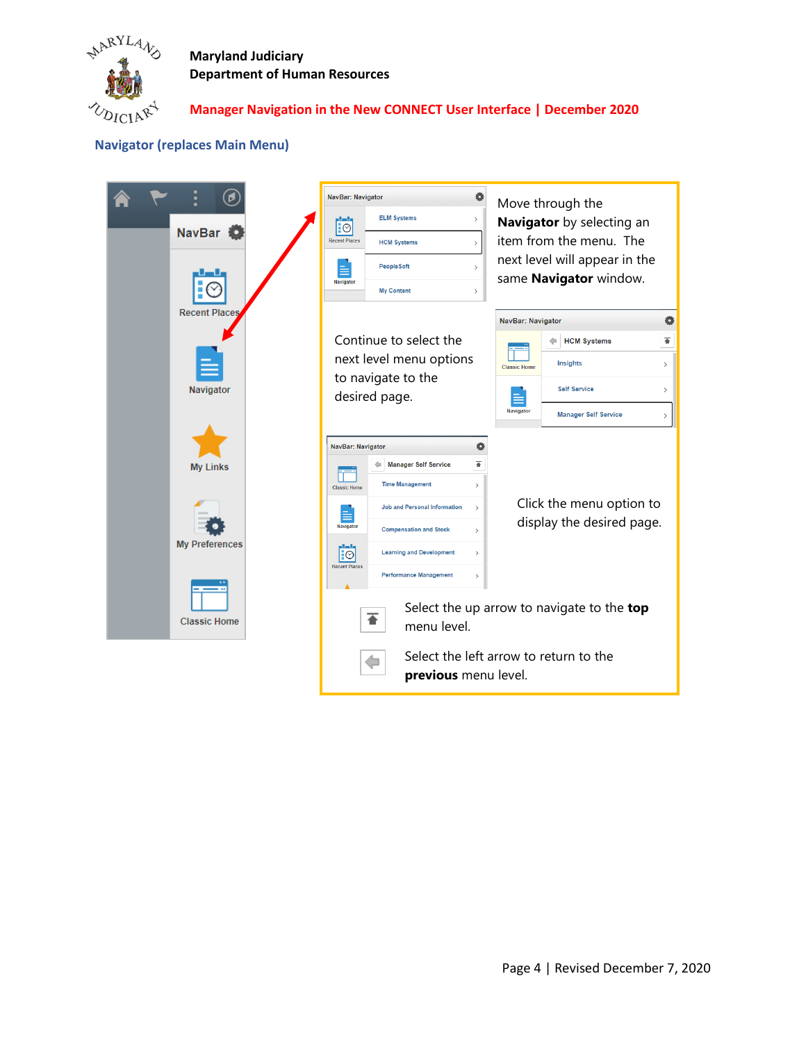## Navigator (replaces Main Menu)

Move through the **Navigator** by selecting an item from the menu. The next level will appear in the same **Navigator** window.

Continue to select the next level menu options to navigate to the desired page.

Click the menu option to display the desired page.

Select the up arrow to navigate to the **top** menu level.

Select the left arrow to return to the **previous** menu level.